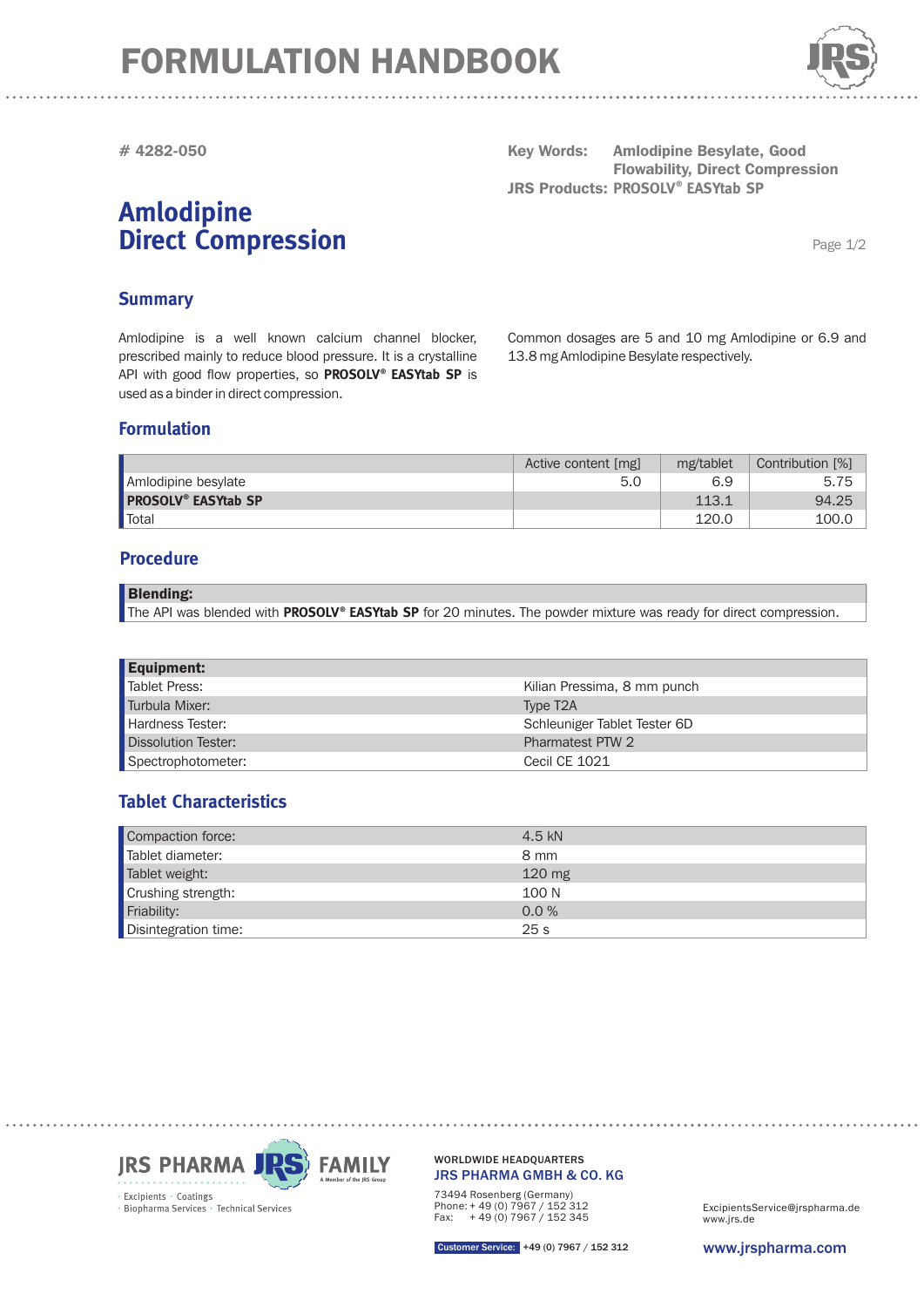# FORMULATION HANDBOOK

# 4282-050

**Key Words:** Amlodipine Besylate, Good Flowability, Direct Compression
**JRS Products:** PROSOLV® EASYtab SP

# Amlodipine Direct Compression

## Summary

Amlodipine is a well known calcium channel blocker, prescribed mainly to reduce blood pressure. It is a crystalline API with good flow properties, so **PROSOLV® EASYtab SP** is used as a binder in direct compression.

Common dosages are 5 and 10 mg Amlodipine or 6.9 and 13.8 mg Amlodipine Besylate respectively.

## Formulation

| | Active content [mg] | mg/tablet | Contribution [%] |
|---|---|---|---|
| Amlodipine besylate | 5.0 | 6.9 | 5.75 |
| **PROSOLV® EASYtab SP** | | 113.1 | 94.25 |
| Total | | 120.0 | 100.0 |

## Procedure

**Blending:**
The API was blended with **PROSOLV® EASYtab SP** for 20 minutes. The powder mixture was ready for direct compression.

| **Equipment:** | |
|---|---|
| Tablet Press: | Kilian Pressima, 8 mm punch |
| Turbula Mixer: | Type T2A |
| Hardness Tester: | Schleuniger Tablet Tester 6D |
| Dissolution Tester: | Pharmatest PTW 2 |
| Spectrophotometer: | Cecil CE 1021 |

## Tablet Characteristics

| | |
|---|---|
| Compaction force: | 4.5 kN |
| Tablet diameter: | 8 mm |
| Tablet weight: | 120 mg |
| Crushing strength: | 100 N |
| Friability: | 0.0 % |
| Disintegration time: | 25 s |

JRS PHARMA FAMILY
A Member of the JRS Group
Excipients · Coatings · Biopharma Services · Technical Services

WORLDWIDE HEADQUARTERS
JRS PHARMA GMBH & CO. KG
73494 Rosenberg (Germany)
Phone: + 49 (0) 7967 / 152 312
Fax: + 49 (0) 7967 / 152 345

ExcipientsService@jrspharma.de
www.jrs.de

Customer Service: +49 (0) 7967 / 152 312

www.jrspharma.com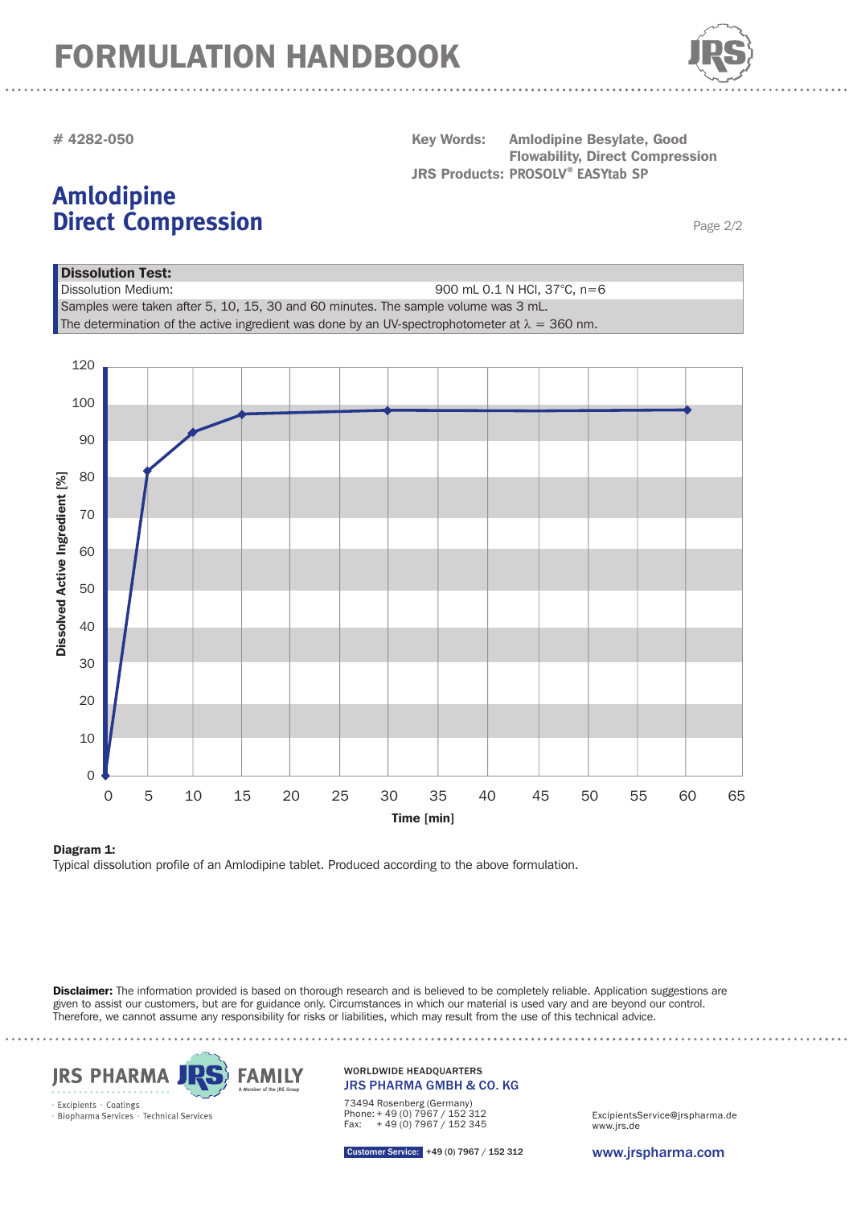# 4282-050

**Key Words:** Amlodipine Besylate, Good Flowability, Direct Compression

**JRS Products:** PROSOLV® EASYtab SP

# Amlodipine Direct Compression

| **Dissolution Test:** | |
|---|---|
| Dissolution Medium: | 900 mL 0.1 N HCl, 37°C, n=6 |
| Samples were taken after 5, 10, 15, 30 and 60 minutes. The sample volume was 3 mL. | |
| The determination of the active ingredient was done by an UV-spectrophotometer at λ = 360 nm. | |

Dissolved Active Ingredient [%]

0, 10, 20, 30, 40, 50, 60, 70, 80, 90, 100, 120

Time [min]

0, 5, 10, 15, 20, 25, 30, 35, 40, 45, 50, 55, 60, 65

**Diagram 1:**
Typical dissolution profile of an Amlodipine tablet. Produced according to the above formulation.

**Disclaimer:** The information provided is based on thorough research and is believed to be completely reliable. Application suggestions are given to assist our customers, but are for guidance only. Circumstances in which our material is used vary and are beyond our control. Therefore, we cannot assume any responsibility for risks or liabilities, which may result from the use of this technical advice.

JRS PHARMA JRS FAMILY
A Member of the JRS Group

Excipients · Coatings · Biopharma Services · Technical Services

WORLDWIDE HEADQUARTERS
JRS PHARMA GMBH & CO. KG
73494 Rosenberg (Germany)
Phone: + 49 (0) 7967 / 152 312
Fax: + 49 (0) 7967 / 152 345

Customer Service: +49 (0) 7967 / 152 312

ExcipientsService@jrspharma.de
www.jrs.de

www.jrspharma.com